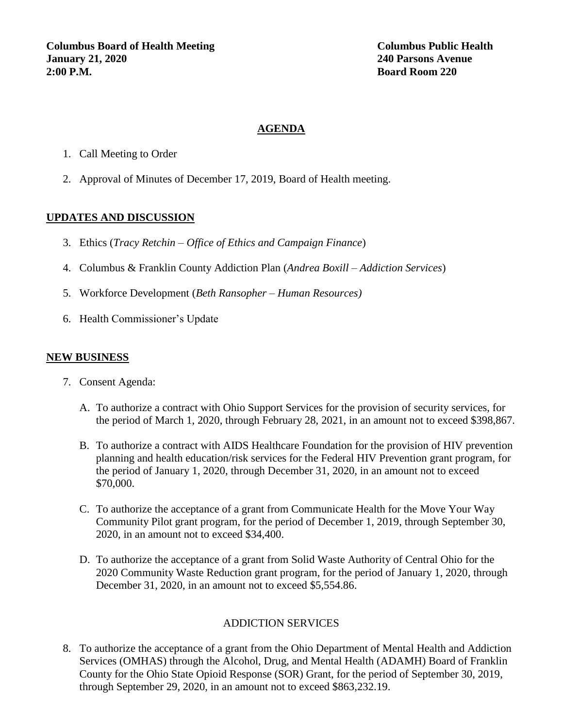**Columbus Board of Health Meeting**
**January 21, 2020**
**2:00 P.M.**

**Columbus Public Health**
**240 Parsons Avenue**
**Board Room 220**

## AGENDA

1. Call Meeting to Order
2. Approval of Minutes of December 17, 2019, Board of Health meeting.

## UPDATES AND DISCUSSION

3. Ethics (*Tracy Retchin – Office of Ethics and Campaign Finance*)
4. Columbus & Franklin County Addiction Plan (*Andrea Boxill – Addiction Services*)
5. Workforce Development (*Beth Ransopher – Human Resources)*
6. Health Commissioner's Update

## NEW BUSINESS

7. Consent Agenda:

   A. To authorize a contract with Ohio Support Services for the provision of security services, for the period of March 1, 2020, through February 28, 2021, in an amount not to exceed $398,867.

   B. To authorize a contract with AIDS Healthcare Foundation for the provision of HIV prevention planning and health education/risk services for the Federal HIV Prevention grant program, for the period of January 1, 2020, through December 31, 2020, in an amount not to exceed $70,000.

   C. To authorize the acceptance of a grant from Communicate Health for the Move Your Way Community Pilot grant program, for the period of December 1, 2019, through September 30, 2020, in an amount not to exceed $34,400.

   D. To authorize the acceptance of a grant from Solid Waste Authority of Central Ohio for the 2020 Community Waste Reduction grant program, for the period of January 1, 2020, through December 31, 2020, in an amount not to exceed $5,554.86.

ADDICTION SERVICES

8. To authorize the acceptance of a grant from the Ohio Department of Mental Health and Addiction Services (OMHAS) through the Alcohol, Drug, and Mental Health (ADAMH) Board of Franklin County for the Ohio State Opioid Response (SOR) Grant, for the period of September 30, 2019, through September 29, 2020, in an amount not to exceed $863,232.19.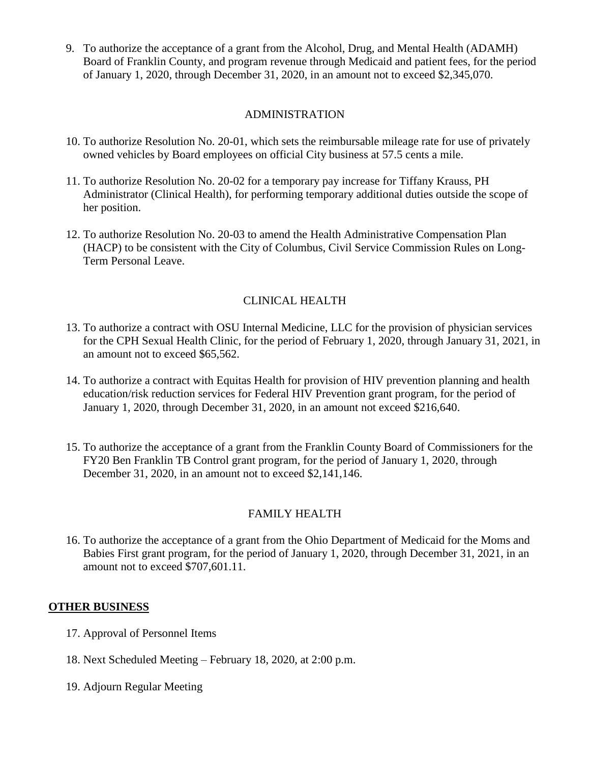9. To authorize the acceptance of a grant from the Alcohol, Drug, and Mental Health (ADAMH) Board of Franklin County, and program revenue through Medicaid and patient fees, for the period of January 1, 2020, through December 31, 2020, in an amount not to exceed $2,345,070.

ADMINISTRATION

10. To authorize Resolution No. 20-01, which sets the reimbursable mileage rate for use of privately owned vehicles by Board employees on official City business at 57.5 cents a mile.
11. To authorize Resolution No. 20-02 for a temporary pay increase for Tiffany Krauss, PH Administrator (Clinical Health), for performing temporary additional duties outside the scope of her position.
12. To authorize Resolution No. 20-03 to amend the Health Administrative Compensation Plan (HACP) to be consistent with the City of Columbus, Civil Service Commission Rules on Long-Term Personal Leave.

CLINICAL HEALTH

13. To authorize a contract with OSU Internal Medicine, LLC for the provision of physician services for the CPH Sexual Health Clinic, for the period of February 1, 2020, through January 31, 2021, in an amount not to exceed $65,562.
14. To authorize a contract with Equitas Health for provision of HIV prevention planning and health education/risk reduction services for Federal HIV Prevention grant program, for the period of January 1, 2020, through December 31, 2020, in an amount not exceed $216,640.
15. To authorize the acceptance of a grant from the Franklin County Board of Commissioners for the FY20 Ben Franklin TB Control grant program, for the period of January 1, 2020, through December 31, 2020, in an amount not to exceed $2,141,146.

FAMILY HEALTH

16. To authorize the acceptance of a grant from the Ohio Department of Medicaid for the Moms and Babies First grant program, for the period of January 1, 2020, through December 31, 2021, in an amount not to exceed $707,601.11.

**OTHER BUSINESS**

17. Approval of Personnel Items
18. Next Scheduled Meeting – February 18, 2020, at 2:00 p.m.
19. Adjourn Regular Meeting